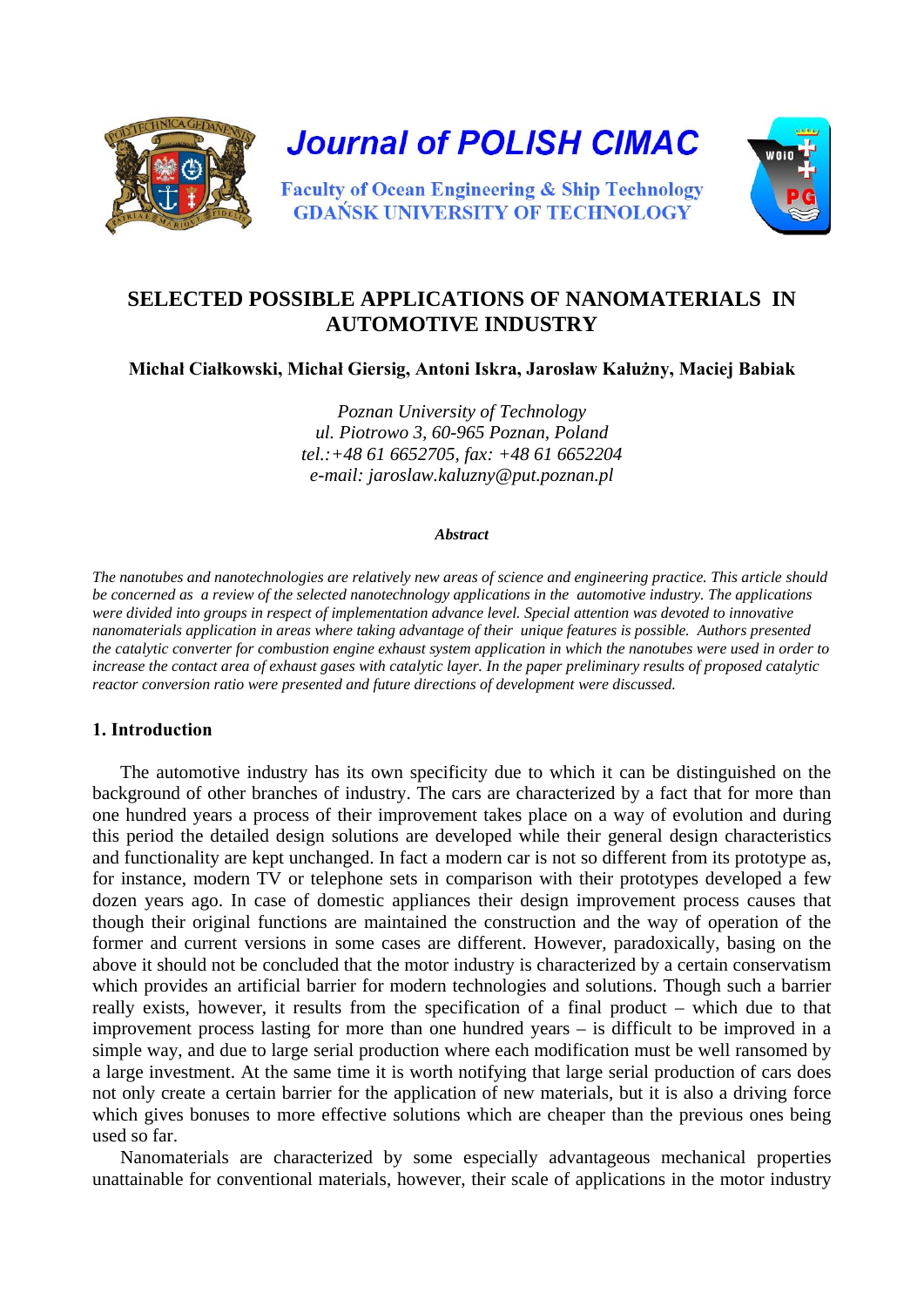# SELECTED POSSIBLE APPLICATIONS OF NANOMATERIALS IN AUTOMOTIVE INDUSTRY

**Michał Ciałkowski, Michał Giersig, Antoni Iskra, Jarosław Kałużny, Maciej Babiak**

*Poznan University of Technology*
*ul. Piotrowo 3, 60-965 Poznan, Poland*
*tel.:+48 61 6652705, fax: +48 61 6652204*
*e-mail: jaroslaw.kaluzny@put.poznan.pl*

***Abstract***

*The nanotubes and nanotechnologies are relatively new areas of science and engineering practice. This article should be concerned as a review of the selected nanotechnology applications in the automotive industry. The applications were divided into groups in respect of implementation advance level. Special attention was devoted to innovative nanomaterials application in areas where taking advantage of their unique features is possible. Authors presented the catalytic converter for combustion engine exhaust system application in which the nanotubes were used in order to increase the contact area of exhaust gases with catalytic layer. In the paper preliminary results of proposed catalytic reactor conversion ratio were presented and future directions of development were discussed.*

## 1. Introduction

The automotive industry has its own specificity due to which it can be distinguished on the background of other branches of industry. The cars are characterized by a fact that for more than one hundred years a process of their improvement takes place on a way of evolution and during this period the detailed design solutions are developed while their general design characteristics and functionality are kept unchanged. In fact a modern car is not so different from its prototype as, for instance, modern TV or telephone sets in comparison with their prototypes developed a few dozen years ago. In case of domestic appliances their design improvement process causes that though their original functions are maintained the construction and the way of operation of the former and current versions in some cases are different. However, paradoxically, basing on the above it should not be concluded that the motor industry is characterized by a certain conservatism which provides an artificial barrier for modern technologies and solutions. Though such a barrier really exists, however, it results from the specification of a final product – which due to that improvement process lasting for more than one hundred years – is difficult to be improved in a simple way, and due to large serial production where each modification must be well ransomed by a large investment. At the same time it is worth notifying that large serial production of cars does not only create a certain barrier for the application of new materials, but it is also a driving force which gives bonuses to more effective solutions which are cheaper than the previous ones being used so far.

Nanomaterials are characterized by some especially advantageous mechanical properties unattainable for conventional materials, however, their scale of applications in the motor industry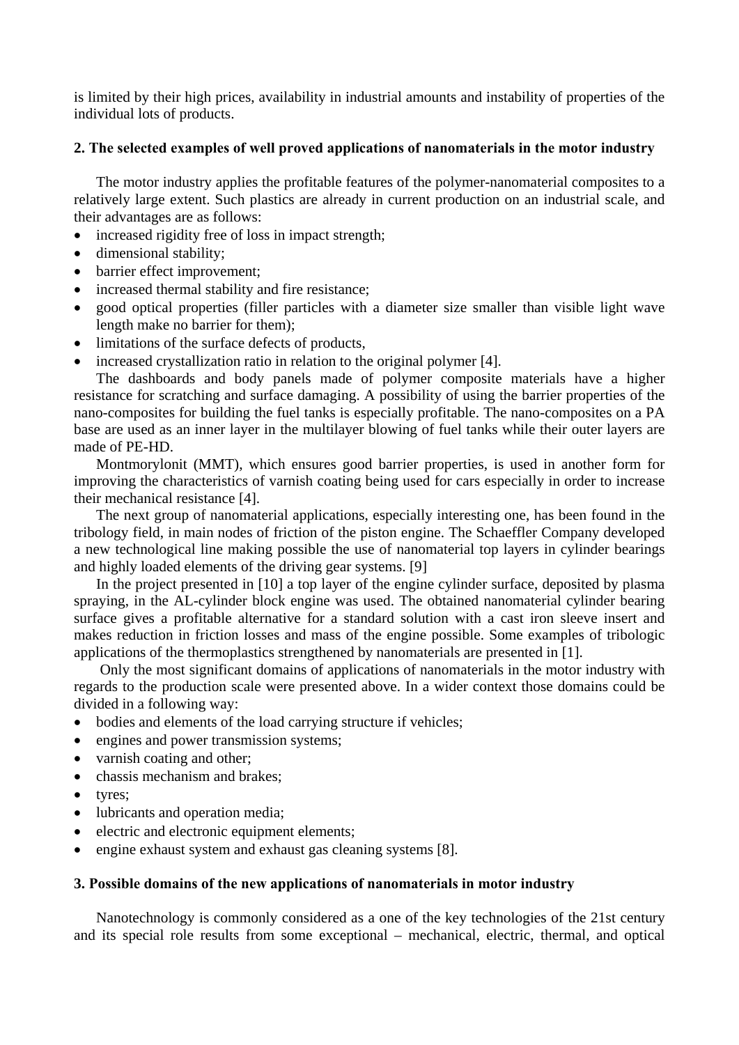is limited by their high prices, availability in industrial amounts and instability of properties of the individual lots of products.

## 2. The selected examples of well proved applications of nanomaterials in the motor industry

The motor industry applies the profitable features of the polymer-nanomaterial composites to a relatively large extent. Such plastics are already in current production on an industrial scale, and their advantages are as follows:

- increased rigidity free of loss in impact strength;
- dimensional stability;
- barrier effect improvement;
- increased thermal stability and fire resistance;
- good optical properties (filler particles with a diameter size smaller than visible light wave length make no barrier for them);
- limitations of the surface defects of products,
- increased crystallization ratio in relation to the original polymer [4].

The dashboards and body panels made of polymer composite materials have a higher resistance for scratching and surface damaging. A possibility of using the barrier properties of the nano-composites for building the fuel tanks is especially profitable. The nano-composites on a PA base are used as an inner layer in the multilayer blowing of fuel tanks while their outer layers are made of PE-HD.

Montmorylonit (MMT), which ensures good barrier properties, is used in another form for improving the characteristics of varnish coating being used for cars especially in order to increase their mechanical resistance [4].

The next group of nanomaterial applications, especially interesting one, has been found in the tribology field, in main nodes of friction of the piston engine. The Schaeffler Company developed a new technological line making possible the use of nanomaterial top layers in cylinder bearings and highly loaded elements of the driving gear systems. [9]

In the project presented in [10] a top layer of the engine cylinder surface, deposited by plasma spraying, in the AL-cylinder block engine was used. The obtained nanomaterial cylinder bearing surface gives a profitable alternative for a standard solution with a cast iron sleeve insert and makes reduction in friction losses and mass of the engine possible. Some examples of tribologic applications of the thermoplastics strengthened by nanomaterials are presented in [1].

Only the most significant domains of applications of nanomaterials in the motor industry with regards to the production scale were presented above. In a wider context those domains could be divided in a following way:

- bodies and elements of the load carrying structure if vehicles;
- engines and power transmission systems;
- varnish coating and other;
- chassis mechanism and brakes;
- tyres;
- lubricants and operation media;
- electric and electronic equipment elements;
- engine exhaust system and exhaust gas cleaning systems [8].

## 3. Possible domains of the new applications of nanomaterials in motor industry

Nanotechnology is commonly considered as a one of the key technologies of the 21st century and its special role results from some exceptional – mechanical, electric, thermal, and optical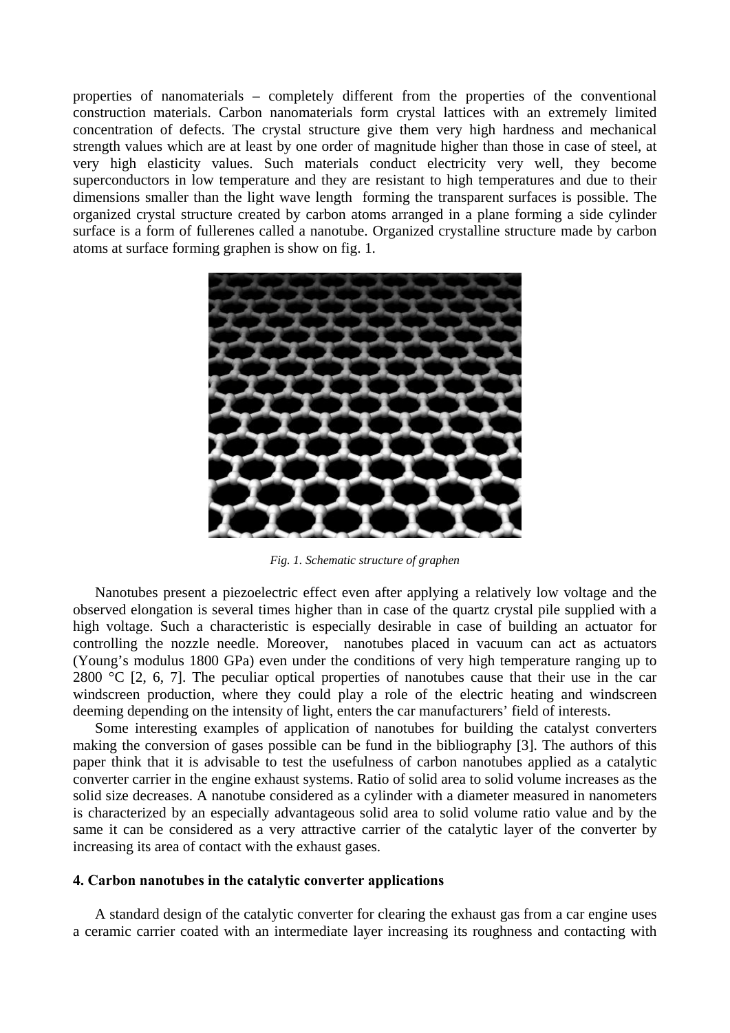properties of nanomaterials – completely different from the properties of the conventional construction materials. Carbon nanomaterials form crystal lattices with an extremely limited concentration of defects. The crystal structure give them very high hardness and mechanical strength values which are at least by one order of magnitude higher than those in case of steel, at very high elasticity values. Such materials conduct electricity very well, they become superconductors in low temperature and they are resistant to high temperatures and due to their dimensions smaller than the light wave length forming the transparent surfaces is possible. The organized crystal structure created by carbon atoms arranged in a plane forming a side cylinder surface is a form of fullerenes called a nanotube. Organized crystalline structure made by carbon atoms at surface forming graphen is show on fig. 1.

*Fig. 1. Schematic structure of graphen*

Nanotubes present a piezoelectric effect even after applying a relatively low voltage and the observed elongation is several times higher than in case of the quartz crystal pile supplied with a high voltage. Such a characteristic is especially desirable in case of building an actuator for controlling the nozzle needle. Moreover, nanotubes placed in vacuum can act as actuators (Young's modulus 1800 GPa) even under the conditions of very high temperature ranging up to 2800 °C [2, 6, 7]. The peculiar optical properties of nanotubes cause that their use in the car windscreen production, where they could play a role of the electric heating and windscreen deeming depending on the intensity of light, enters the car manufacturers' field of interests.

Some interesting examples of application of nanotubes for building the catalyst converters making the conversion of gases possible can be fund in the bibliography [3]. The authors of this paper think that it is advisable to test the usefulness of carbon nanotubes applied as a catalytic converter carrier in the engine exhaust systems. Ratio of solid area to solid volume increases as the solid size decreases. A nanotube considered as a cylinder with a diameter measured in nanometers is characterized by an especially advantageous solid area to solid volume ratio value and by the same it can be considered as a very attractive carrier of the catalytic layer of the converter by increasing its area of contact with the exhaust gases.

## 4. Carbon nanotubes in the catalytic converter applications

A standard design of the catalytic converter for clearing the exhaust gas from a car engine uses a ceramic carrier coated with an intermediate layer increasing its roughness and contacting with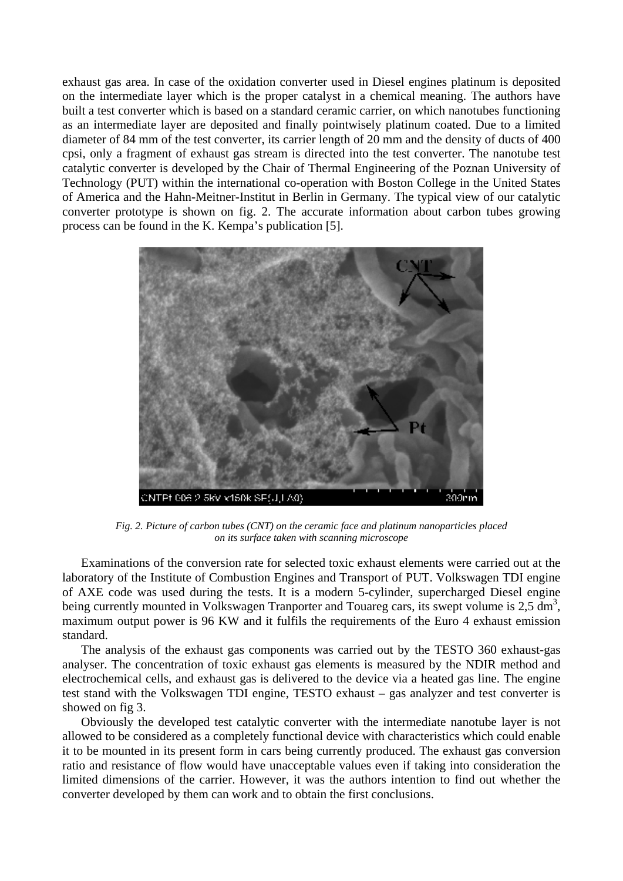exhaust gas area. In case of the oxidation converter used in Diesel engines platinum is deposited on the intermediate layer which is the proper catalyst in a chemical meaning. The authors have built a test converter which is based on a standard ceramic carrier, on which nanotubes functioning as an intermediate layer are deposited and finally pointwisely platinum coated. Due to a limited diameter of 84 mm of the test converter, its carrier length of 20 mm and the density of ducts of 400 cpsi, only a fragment of exhaust gas stream is directed into the test converter. The nanotube test catalytic converter is developed by the Chair of Thermal Engineering of the Poznan University of Technology (PUT) within the international co-operation with Boston College in the United States of America and the Hahn-Meitner-Institut in Berlin in Germany. The typical view of our catalytic converter prototype is shown on fig. 2. The accurate information about carbon tubes growing process can be found in the K. Kempa's publication [5].

*Fig. 2. Picture of carbon tubes (CNT) on the ceramic face and platinum nanoparticles placed on its surface taken with scanning microscope*

Examinations of the conversion rate for selected toxic exhaust elements were carried out at the laboratory of the Institute of Combustion Engines and Transport of PUT. Volkswagen TDI engine of AXE code was used during the tests. It is a modern 5-cylinder, supercharged Diesel engine being currently mounted in Volkswagen Tranporter and Touareg cars, its swept volume is 2,5 $dm^3$, maximum output power is 96 KW and it fulfils the requirements of the Euro 4 exhaust emission standard.

The analysis of the exhaust gas components was carried out by the TESTO 360 exhaust-gas analyser. The concentration of toxic exhaust gas elements is measured by the NDIR method and electrochemical cells, and exhaust gas is delivered to the device via a heated gas line. The engine test stand with the Volkswagen TDI engine, TESTO exhaust – gas analyzer and test converter is showed on fig 3.

Obviously the developed test catalytic converter with the intermediate nanotube layer is not allowed to be considered as a completely functional device with characteristics which could enable it to be mounted in its present form in cars being currently produced. The exhaust gas conversion ratio and resistance of flow would have unacceptable values even if taking into consideration the limited dimensions of the carrier. However, it was the authors intention to find out whether the converter developed by them can work and to obtain the first conclusions.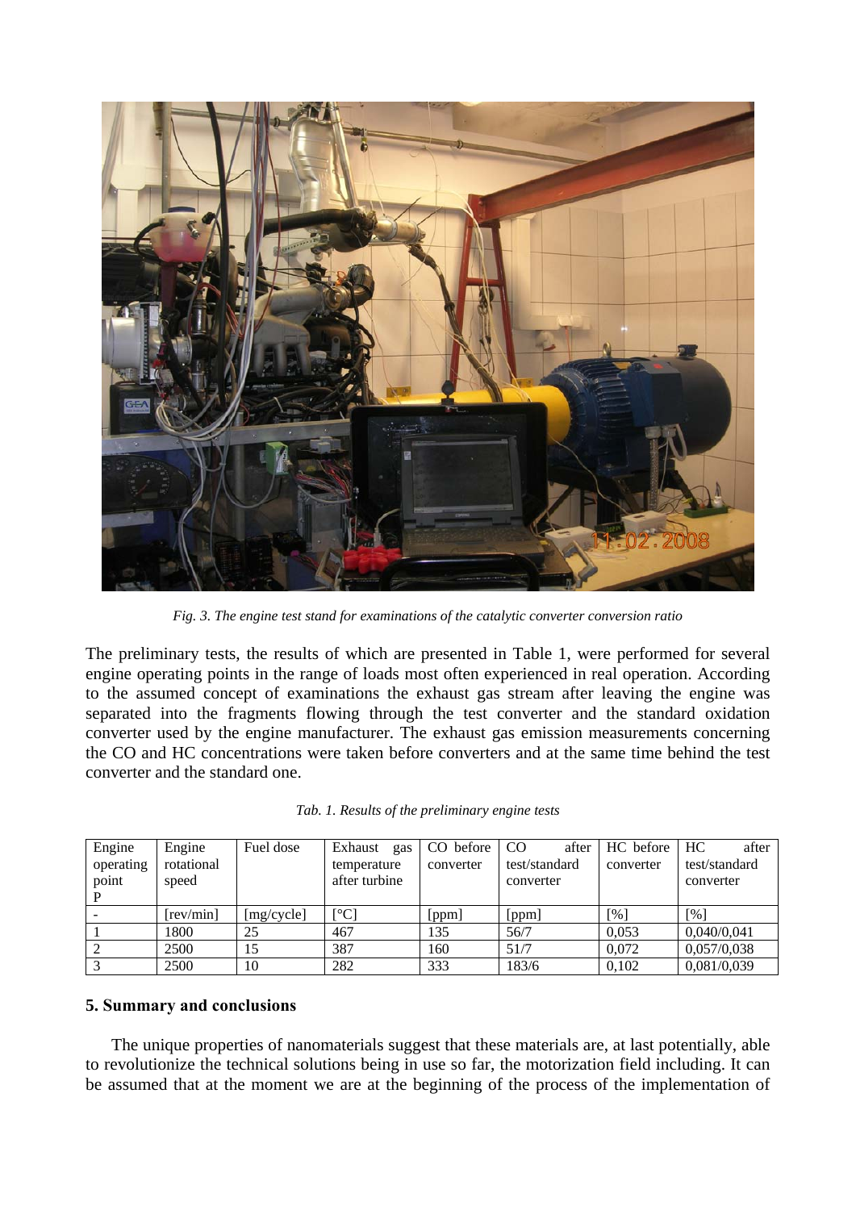*Fig. 3. The engine test stand for examinations of the catalytic converter conversion ratio*

The preliminary tests, the results of which are presented in Table 1, were performed for several engine operating points in the range of loads most often experienced in real operation. According to the assumed concept of examinations the exhaust gas stream after leaving the engine was separated into the fragments flowing through the test converter and the standard oxidation converter used by the engine manufacturer. The exhaust gas emission measurements concerning the CO and HC concentrations were taken before converters and at the same time behind the test converter and the standard one.

*Tab. 1. Results of the preliminary engine tests*

| Engine operating point P | Engine rotational speed | Fuel dose | Exhaust gas temperature after turbine | CO before converter | CO after test/standard converter | HC before converter | HC after test/standard converter |
|---|---|---|---|---|---|---|---|
| - | [rev/min] | [mg/cycle] | [°C] | [ppm] | [ppm] | [%] | [%] |
| 1 | 1800 | 25 | 467 | 135 | 56/7 | 0,053 | 0,040/0,041 |
| 2 | 2500 | 15 | 387 | 160 | 51/7 | 0,072 | 0,057/0,038 |
| 3 | 2500 | 10 | 282 | 333 | 183/6 | 0,102 | 0,081/0,039 |

## 5. Summary and conclusions

The unique properties of nanomaterials suggest that these materials are, at last potentially, able to revolutionize the technical solutions being in use so far, the motorization field including. It can be assumed that at the moment we are at the beginning of the process of the implementation of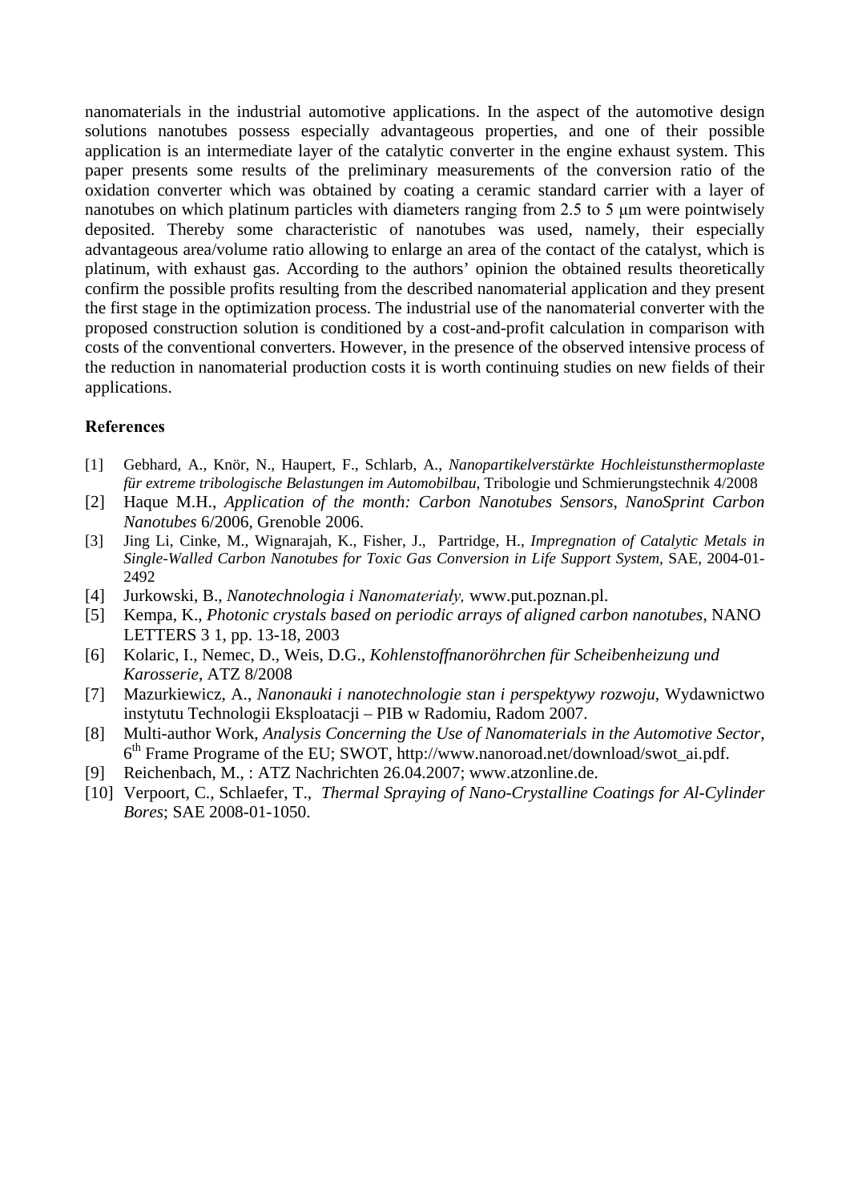nanomaterials in the industrial automotive applications. In the aspect of the automotive design solutions nanotubes possess especially advantageous properties, and one of their possible application is an intermediate layer of the catalytic converter in the engine exhaust system. This paper presents some results of the preliminary measurements of the conversion ratio of the oxidation converter which was obtained by coating a ceramic standard carrier with a layer of nanotubes on which platinum particles with diameters ranging from 2.5 to 5 μm were pointwisely deposited. Thereby some characteristic of nanotubes was used, namely, their especially advantageous area/volume ratio allowing to enlarge an area of the contact of the catalyst, which is platinum, with exhaust gas. According to the authors' opinion the obtained results theoretically confirm the possible profits resulting from the described nanomaterial application and they present the first stage in the optimization process. The industrial use of the nanomaterial converter with the proposed construction solution is conditioned by a cost-and-profit calculation in comparison with costs of the conventional converters. However, in the presence of the observed intensive process of the reduction in nanomaterial production costs it is worth continuing studies on new fields of their applications.

## References

[1] Gebhard, A., Knör, N., Haupert, F., Schlarb, A., *Nanopartikelverstärkte Hochleistunsthermoplaste für extreme tribologische Belastungen im Automobilbau*, Tribologie und Schmierungstechnik 4/2008

[2] Haque M.H., *Application of the month: Carbon Nanotubes Sensors*, *NanoSprint Carbon Nanotubes* 6/2006, Grenoble 2006.

[3] Jing Li, Cinke, M., Wignarajah, K., Fisher, J., Partridge, H., *Impregnation of Catalytic Metals in Single-Walled Carbon Nanotubes for Toxic Gas Conversion in Life Support System*, SAE, 2004-01-2492

[4] Jurkowski, B., *Nanotechnologia i Nanomateriały,* www.put.poznan.pl.

[5] Kempa, K., *Photonic crystals based on periodic arrays of aligned carbon nanotubes*, NANO LETTERS 3 1, pp. 13-18, 2003

[6] Kolaric, I., Nemec, D., Weis, D.G., *Kohlenstoffnanoröhrchen für Scheibenheizung und Karosserie*, ATZ 8/2008

[7] Mazurkiewicz, A., *Nanonauki i nanotechnologie stan i perspektywy rozwoju*, Wydawnictwo instytutu Technologii Eksploatacji – PIB w Radomiu, Radom 2007.

[8] Multi-author Work, *Analysis Concerning the Use of Nanomaterials in the Automotive Sector*, 6th Frame Programe of the EU; SWOT, http://www.nanoroad.net/download/swot_ai.pdf.

[9] Reichenbach, M., : ATZ Nachrichten 26.04.2007; www.atzonline.de.

[10] Verpoort, C., Schlaefer, T., *Thermal Spraying of Nano-Crystalline Coatings for Al-Cylinder Bores*; SAE 2008-01-1050.